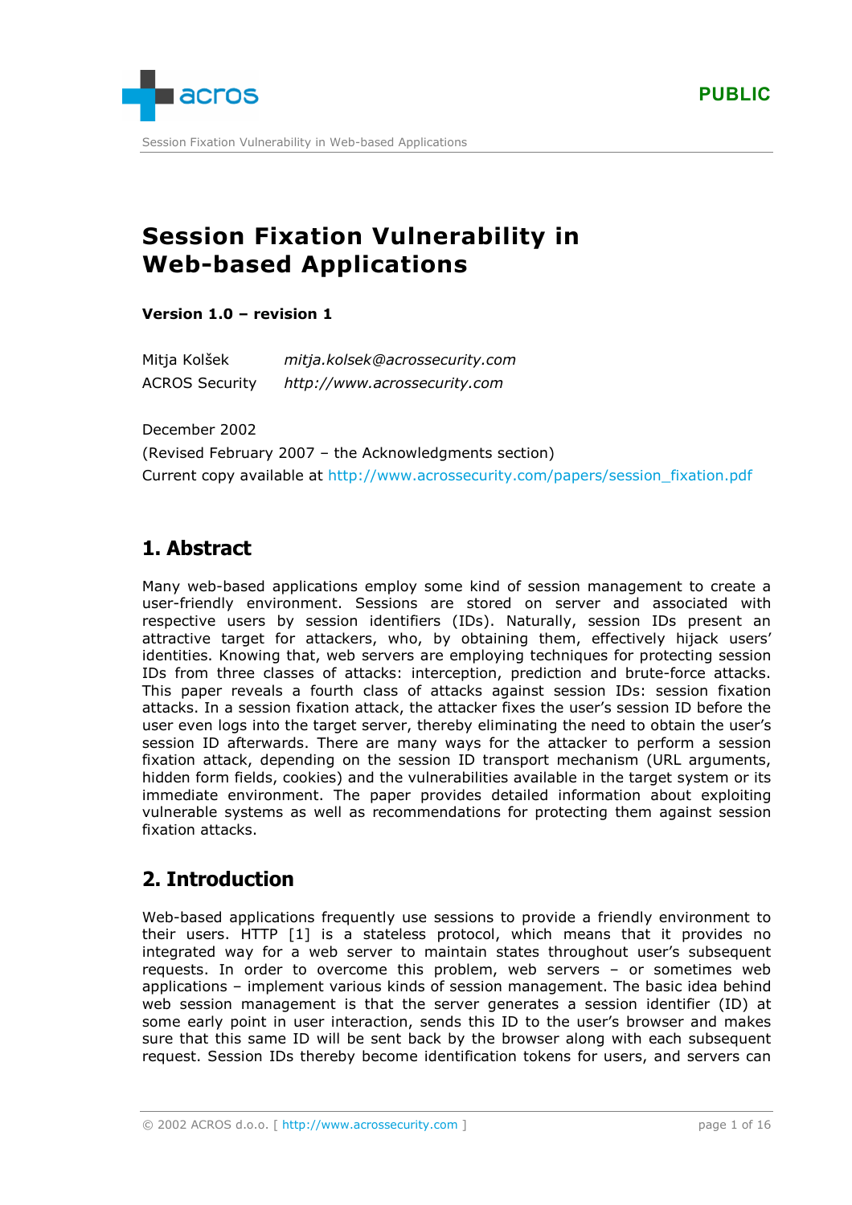# Session Fixation Vulnerability in Web-based Applications

**Version 1.0 – revision 1**

Mitja Kolšek *mitja.kolsek@acrossecurity.com*
ACROS Security *http://www.acrossecurity.com*

December 2002

(Revised February 2007 – the Acknowledgments section)

Current copy available at http://www.acrossecurity.com/papers/session_fixation.pdf

## 1. Abstract

Many web-based applications employ some kind of session management to create a user-friendly environment. Sessions are stored on server and associated with respective users by session identifiers (IDs). Naturally, session IDs present an attractive target for attackers, who, by obtaining them, effectively hijack users' identities. Knowing that, web servers are employing techniques for protecting session IDs from three classes of attacks: interception, prediction and brute-force attacks. This paper reveals a fourth class of attacks against session IDs: session fixation attacks. In a session fixation attack, the attacker fixes the user's session ID before the user even logs into the target server, thereby eliminating the need to obtain the user's session ID afterwards. There are many ways for the attacker to perform a session fixation attack, depending on the session ID transport mechanism (URL arguments, hidden form fields, cookies) and the vulnerabilities available in the target system or its immediate environment. The paper provides detailed information about exploiting vulnerable systems as well as recommendations for protecting them against session fixation attacks.

## 2. Introduction

Web-based applications frequently use sessions to provide a friendly environment to their users. HTTP [1] is a stateless protocol, which means that it provides no integrated way for a web server to maintain states throughout user's subsequent requests. In order to overcome this problem, web servers – or sometimes web applications – implement various kinds of session management. The basic idea behind web session management is that the server generates a session identifier (ID) at some early point in user interaction, sends this ID to the user's browser and makes sure that this same ID will be sent back by the browser along with each subsequent request. Session IDs thereby become identification tokens for users, and servers can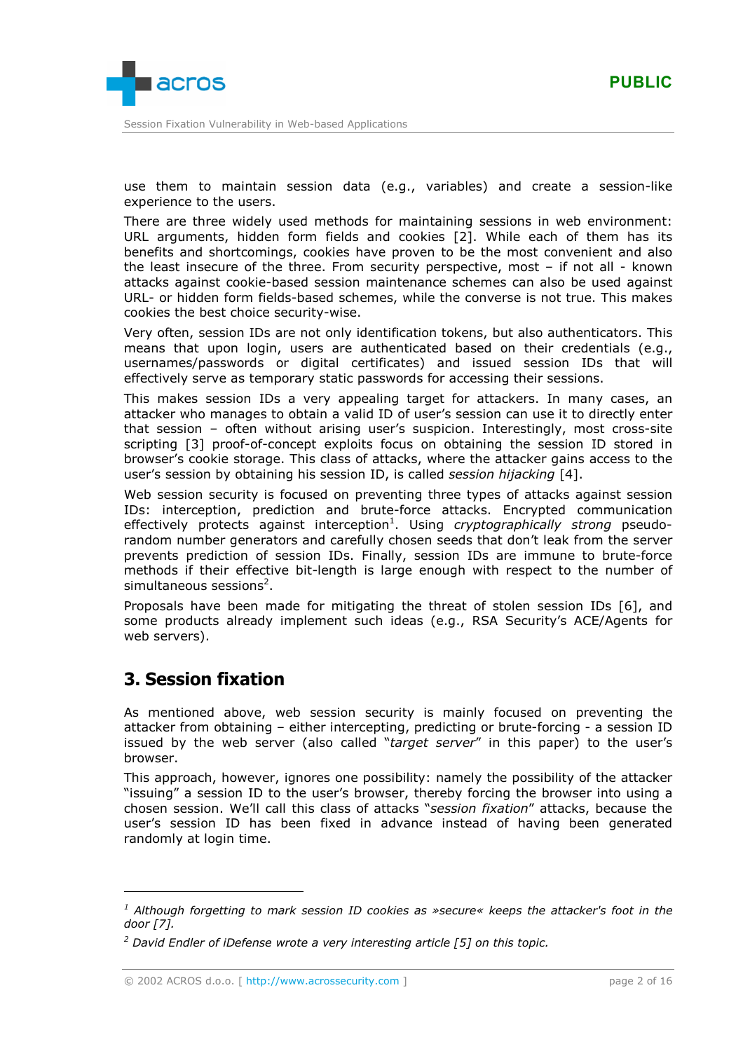use them to maintain session data (e.g., variables) and create a session-like experience to the users.

There are three widely used methods for maintaining sessions in web environment: URL arguments, hidden form fields and cookies [2]. While each of them has its benefits and shortcomings, cookies have proven to be the most convenient and also the least insecure of the three. From security perspective, most – if not all - known attacks against cookie-based session maintenance schemes can also be used against URL- or hidden form fields-based schemes, while the converse is not true. This makes cookies the best choice security-wise.

Very often, session IDs are not only identification tokens, but also authenticators. This means that upon login, users are authenticated based on their credentials (e.g., usernames/passwords or digital certificates) and issued session IDs that will effectively serve as temporary static passwords for accessing their sessions.

This makes session IDs a very appealing target for attackers. In many cases, an attacker who manages to obtain a valid ID of user's session can use it to directly enter that session – often without arising user's suspicion. Interestingly, most cross-site scripting [3] proof-of-concept exploits focus on obtaining the session ID stored in browser's cookie storage. This class of attacks, where the attacker gains access to the user's session by obtaining his session ID, is called *session hijacking* [4].

Web session security is focused on preventing three types of attacks against session IDs: interception, prediction and brute-force attacks. Encrypted communication effectively protects against interception[1]. Using *cryptographically strong* pseudo-random number generators and carefully chosen seeds that don't leak from the server prevents prediction of session IDs. Finally, session IDs are immune to brute-force methods if their effective bit-length is large enough with respect to the number of simultaneous sessions[2].

Proposals have been made for mitigating the threat of stolen session IDs [6], and some products already implement such ideas (e.g., RSA Security's ACE/Agents for web servers).

## 3. Session fixation

As mentioned above, web session security is mainly focused on preventing the attacker from obtaining – either intercepting, predicting or brute-forcing - a session ID issued by the web server (also called "*target server*" in this paper) to the user's browser.

This approach, however, ignores one possibility: namely the possibility of the attacker "issuing" a session ID to the user's browser, thereby forcing the browser into using a chosen session. We'll call this class of attacks "*session fixation*" attacks, because the user's session ID has been fixed in advance instead of having been generated randomly at login time.

---

[1] *Although forgetting to mark session ID cookies as »secure« keeps the attacker's foot in the door [7].*

[2] *David Endler of iDefense wrote a very interesting article [5] on this topic.*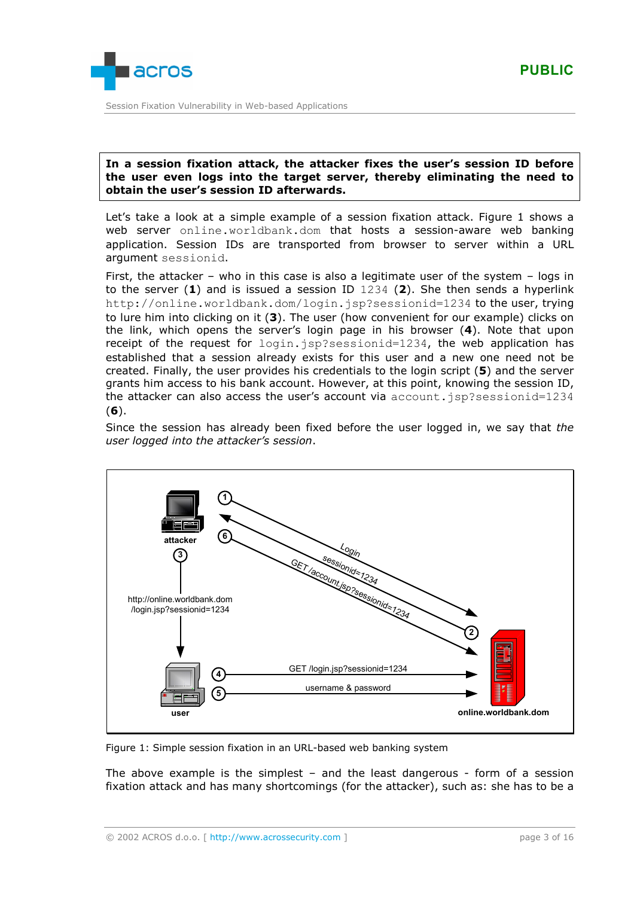**In a session fixation attack, the attacker fixes the user's session ID before the user even logs into the target server, thereby eliminating the need to obtain the user's session ID afterwards.**

Let's take a look at a simple example of a session fixation attack. Figure 1 shows a web server `online.worldbank.dom` that hosts a session-aware web banking application. Session IDs are transported from browser to server within a URL argument `sessionid`.

First, the attacker – who in this case is also a legitimate user of the system – logs in to the server (**1**) and is issued a session ID `1234` (**2**). She then sends a hyperlink `http://online.worldbank.dom/login.jsp?sessionid=1234` to the user, trying to lure him into clicking on it (**3**). The user (how convenient for our example) clicks on the link, which opens the server's login page in his browser (**4**). Note that upon receipt of the request for `login.jsp?sessionid=1234`, the web application has established that a session already exists for this user and a new one need not be created. Finally, the user provides his credentials to the login script (**5**) and the server grants him access to his bank account. However, at this point, knowing the session ID, the attacker can also access the user's account via `account.jsp?sessionid=1234` (**6**).

Since the session has already been fixed before the user logged in, we say that *the user logged into the attacker's session*.

Figure 1: Simple session fixation in an URL-based web banking system

The above example is the simplest – and the least dangerous - form of a session fixation attack and has many shortcomings (for the attacker), such as: she has to be a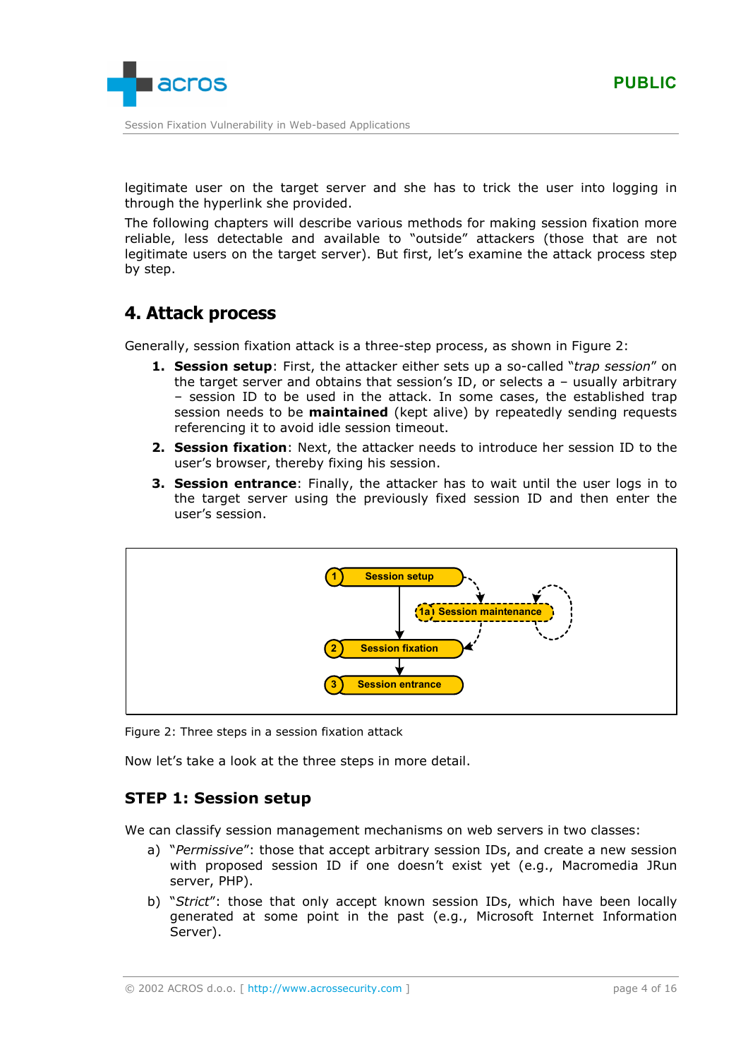legitimate user on the target server and she has to trick the user into logging in through the hyperlink she provided.

The following chapters will describe various methods for making session fixation more reliable, less detectable and available to "outside" attackers (those that are not legitimate users on the target server). But first, let's examine the attack process step by step.

## 4. Attack process

Generally, session fixation attack is a three-step process, as shown in Figure 2:

1. **Session setup**: First, the attacker either sets up a so-called "*trap session*" on the target server and obtains that session's ID, or selects a – usually arbitrary – session ID to be used in the attack. In some cases, the established trap session needs to be **maintained** (kept alive) by repeatedly sending requests referencing it to avoid idle session timeout.
2. **Session fixation**: Next, the attacker needs to introduce her session ID to the user's browser, thereby fixing his session.
3. **Session entrance**: Finally, the attacker has to wait until the user logs in to the target server using the previously fixed session ID and then enter the user's session.

Figure 2: Three steps in a session fixation attack

Now let's take a look at the three steps in more detail.

### STEP 1: Session setup

We can classify session management mechanisms on web servers in two classes:

a) "*Permissive*": those that accept arbitrary session IDs, and create a new session with proposed session ID if one doesn't exist yet (e.g., Macromedia JRun server, PHP).

b) "*Strict*": those that only accept known session IDs, which have been locally generated at some point in the past (e.g., Microsoft Internet Information Server).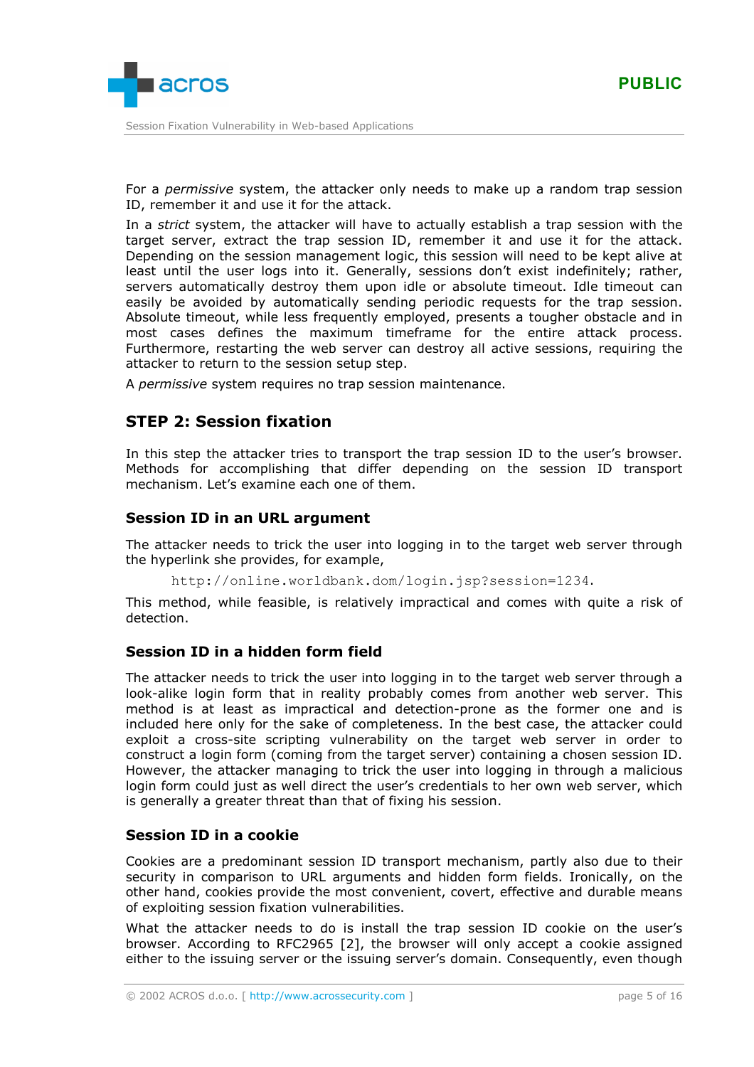For a *permissive* system, the attacker only needs to make up a random trap session ID, remember it and use it for the attack.

In a *strict* system, the attacker will have to actually establish a trap session with the target server, extract the trap session ID, remember it and use it for the attack. Depending on the session management logic, this session will need to be kept alive at least until the user logs into it. Generally, sessions don't exist indefinitely; rather, servers automatically destroy them upon idle or absolute timeout. Idle timeout can easily be avoided by automatically sending periodic requests for the trap session. Absolute timeout, while less frequently employed, presents a tougher obstacle and in most cases defines the maximum timeframe for the entire attack process. Furthermore, restarting the web server can destroy all active sessions, requiring the attacker to return to the session setup step.

A *permissive* system requires no trap session maintenance.

## STEP 2: Session fixation

In this step the attacker tries to transport the trap session ID to the user's browser. Methods for accomplishing that differ depending on the session ID transport mechanism. Let's examine each one of them.

### Session ID in an URL argument

The attacker needs to trick the user into logging in to the target web server through the hyperlink she provides, for example,

```
http://online.worldbank.dom/login.jsp?session=1234.
```

This method, while feasible, is relatively impractical and comes with quite a risk of detection.

### Session ID in a hidden form field

The attacker needs to trick the user into logging in to the target web server through a look-alike login form that in reality probably comes from another web server. This method is at least as impractical and detection-prone as the former one and is included here only for the sake of completeness. In the best case, the attacker could exploit a cross-site scripting vulnerability on the target web server in order to construct a login form (coming from the target server) containing a chosen session ID. However, the attacker managing to trick the user into logging in through a malicious login form could just as well direct the user's credentials to her own web server, which is generally a greater threat than that of fixing his session.

### Session ID in a cookie

Cookies are a predominant session ID transport mechanism, partly also due to their security in comparison to URL arguments and hidden form fields. Ironically, on the other hand, cookies provide the most convenient, covert, effective and durable means of exploiting session fixation vulnerabilities.

What the attacker needs to do is install the trap session ID cookie on the user's browser. According to RFC2965 [2], the browser will only accept a cookie assigned either to the issuing server or the issuing server's domain. Consequently, even though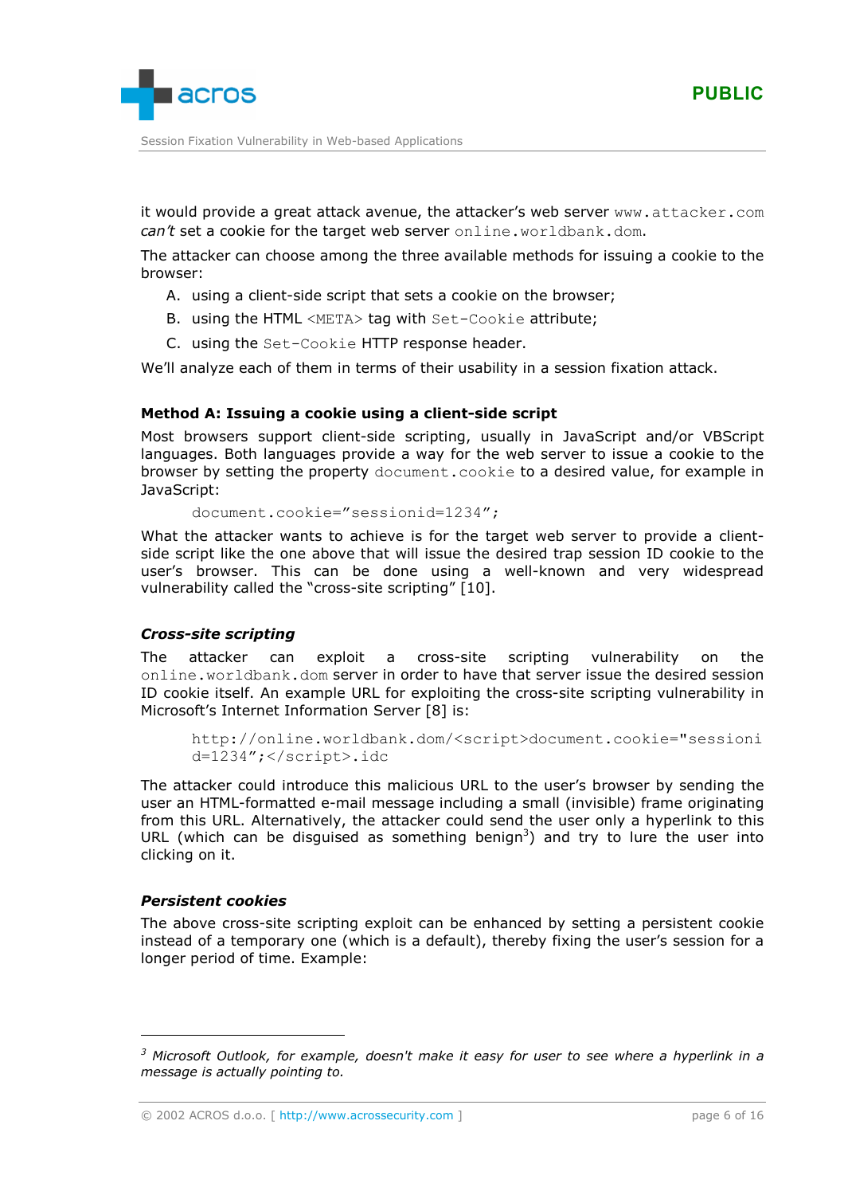it would provide a great attack avenue, the attacker's web server `www.attacker.com` *can't* set a cookie for the target web server `online.worldbank.dom`.

The attacker can choose among the three available methods for issuing a cookie to the browser:

A. using a client-side script that sets a cookie on the browser;
B. using the HTML `<META>` tag with `Set-Cookie` attribute;
C. using the `Set-Cookie` HTTP response header.

We'll analyze each of them in terms of their usability in a session fixation attack.

### Method A: Issuing a cookie using a client-side script

Most browsers support client-side scripting, usually in JavaScript and/or VBScript languages. Both languages provide a way for the web server to issue a cookie to the browser by setting the property `document.cookie` to a desired value, for example in JavaScript:

```
document.cookie="sessionid=1234";
```

What the attacker wants to achieve is for the target web server to provide a client-side script like the one above that will issue the desired trap session ID cookie to the user's browser. This can be done using a well-known and very widespread vulnerability called the "cross-site scripting" [10].

#### *Cross-site scripting*

The attacker can exploit a cross-site scripting vulnerability on the `online.worldbank.dom` server in order to have that server issue the desired session ID cookie itself. An example URL for exploiting the cross-site scripting vulnerability in Microsoft's Internet Information Server [8] is:

```
http://online.worldbank.dom/<script>document.cookie="sessionid=1234";</script>.idc
```

The attacker could introduce this malicious URL to the user's browser by sending the user an HTML-formatted e-mail message including a small (invisible) frame originating from this URL. Alternatively, the attacker could send the user only a hyperlink to this URL (which can be disguised as something benign[3]) and try to lure the user into clicking on it.

#### *Persistent cookies*

The above cross-site scripting exploit can be enhanced by setting a persistent cookie instead of a temporary one (which is a default), thereby fixing the user's session for a longer period of time. Example:

---

[3] *Microsoft Outlook, for example, doesn't make it easy for user to see where a hyperlink in a message is actually pointing to.*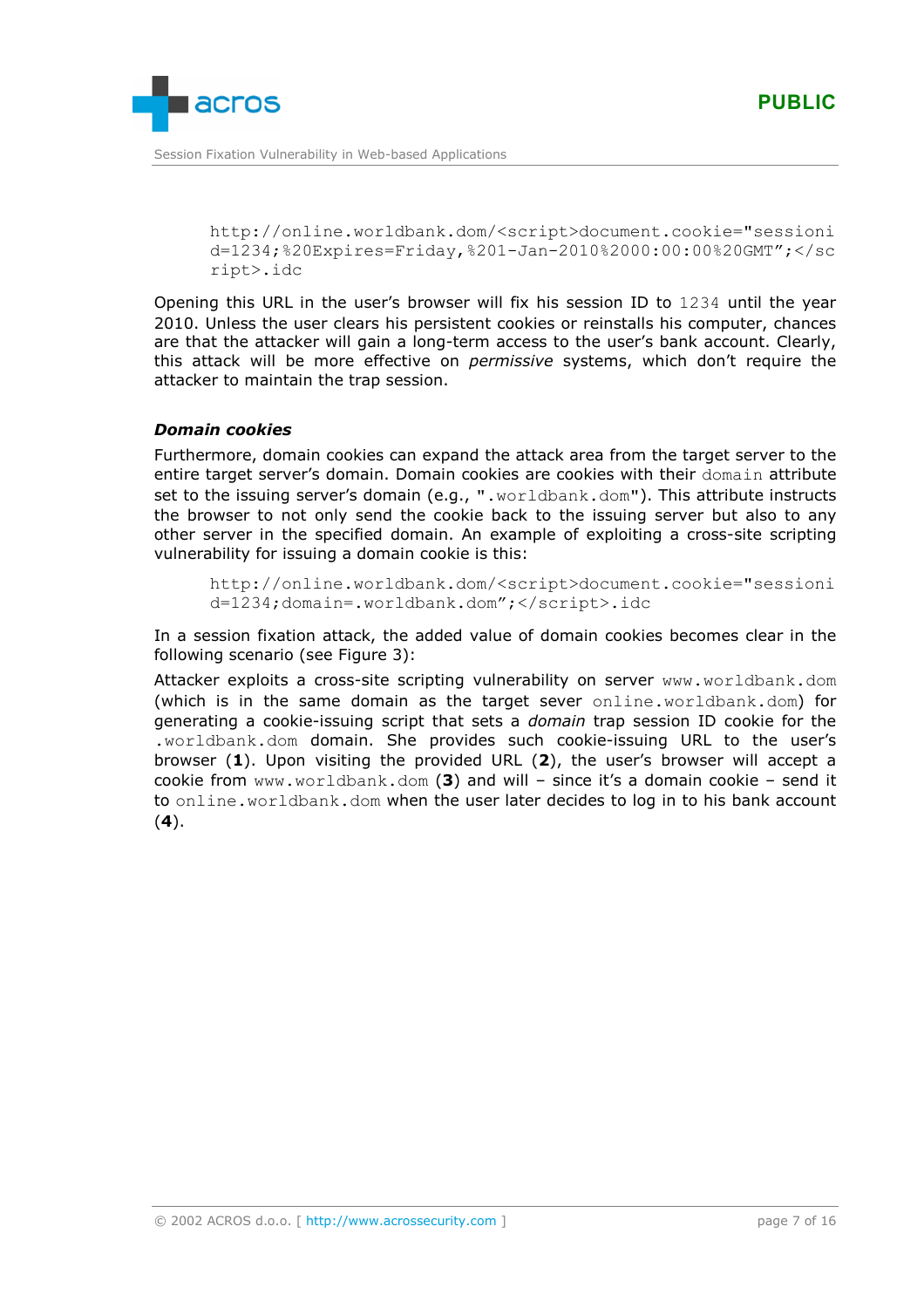```
http://online.worldbank.dom/<script>document.cookie="sessionid=1234;%20Expires=Friday,%201-Jan-2010%2000:00:00%20GMT";</script>.idc
```

Opening this URL in the user's browser will fix his session ID to `1234` until the year 2010. Unless the user clears his persistent cookies or reinstalls his computer, chances are that the attacker will gain a long-term access to the user's bank account. Clearly, this attack will be more effective on *permissive* systems, which don't require the attacker to maintain the trap session.

### *Domain cookies*

Furthermore, domain cookies can expand the attack area from the target server to the entire target server's domain. Domain cookies are cookies with their `domain` attribute set to the issuing server's domain (e.g., "`.worldbank.dom`"). This attribute instructs the browser to not only send the cookie back to the issuing server but also to any other server in the specified domain. An example of exploiting a cross-site scripting vulnerability for issuing a domain cookie is this:

```
http://online.worldbank.dom/<script>document.cookie="sessionid=1234;domain=.worldbank.dom";</script>.idc
```

In a session fixation attack, the added value of domain cookies becomes clear in the following scenario (see Figure 3):

Attacker exploits a cross-site scripting vulnerability on server `www.worldbank.dom` (which is in the same domain as the target sever `online.worldbank.dom`) for generating a cookie-issuing script that sets a *domain* trap session ID cookie for the `.worldbank.dom` domain. She provides such cookie-issuing URL to the user's browser (**1**). Upon visiting the provided URL (**2**), the user's browser will accept a cookie from `www.worldbank.dom` (**3**) and will – since it's a domain cookie – send it to `online.worldbank.dom` when the user later decides to log in to his bank account (**4**).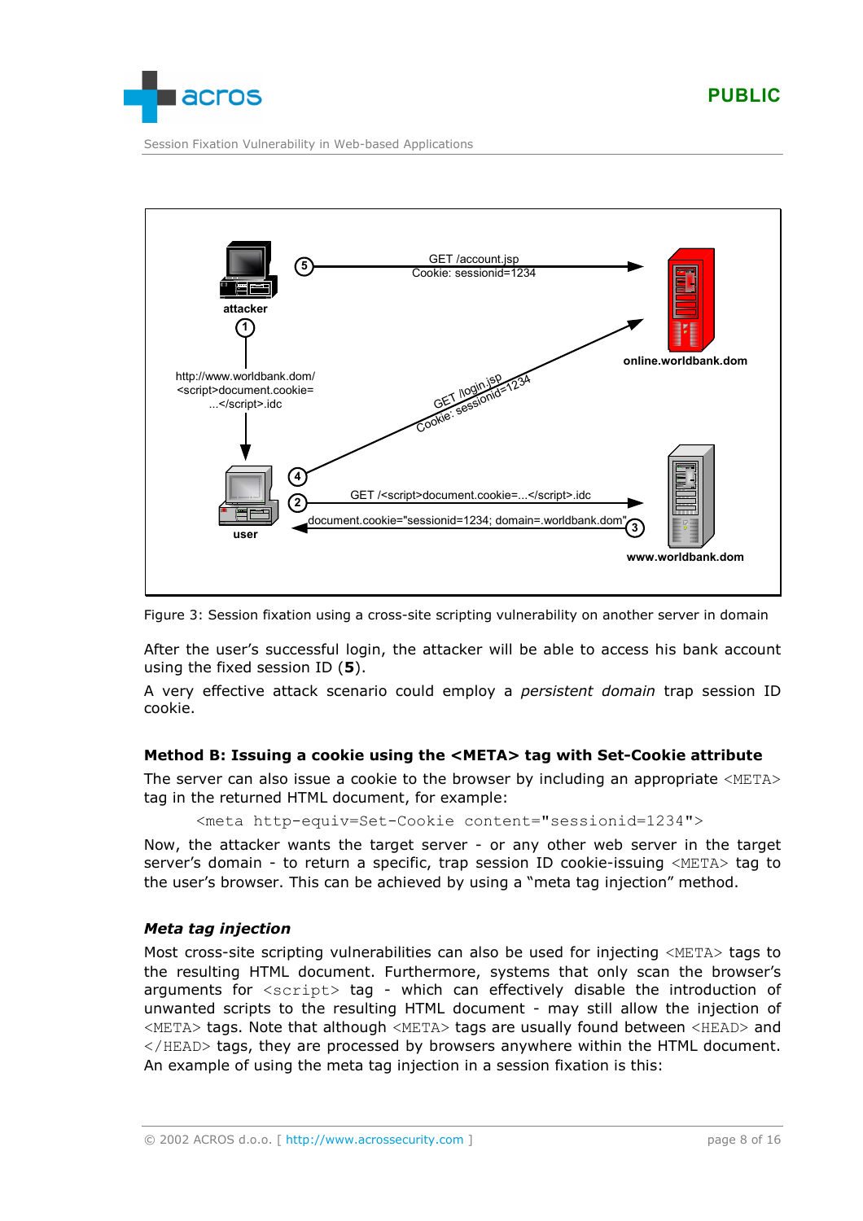Figure 3: Session fixation using a cross-site scripting vulnerability on another server in domain

After the user's successful login, the attacker will be able to access his bank account using the fixed session ID (**5**).

A very effective attack scenario could employ a *persistent domain* trap session ID cookie.

### Method B: Issuing a cookie using the <META> tag with Set-Cookie attribute

The server can also issue a cookie to the browser by including an appropriate `<META>` tag in the returned HTML document, for example:

```
<meta http-equiv=Set-Cookie content="sessionid=1234">
```

Now, the attacker wants the target server - or any other web server in the target server's domain - to return a specific, trap session ID cookie-issuing `<META>` tag to the user's browser. This can be achieved by using a "meta tag injection" method.

#### *Meta tag injection*

Most cross-site scripting vulnerabilities can also be used for injecting `<META>` tags to the resulting HTML document. Furthermore, systems that only scan the browser's arguments for `<script>` tag - which can effectively disable the introduction of unwanted scripts to the resulting HTML document - may still allow the injection of `<META>` tags. Note that although `<META>` tags are usually found between `<HEAD>` and `</HEAD>` tags, they are processed by browsers anywhere within the HTML document. An example of using the meta tag injection in a session fixation is this: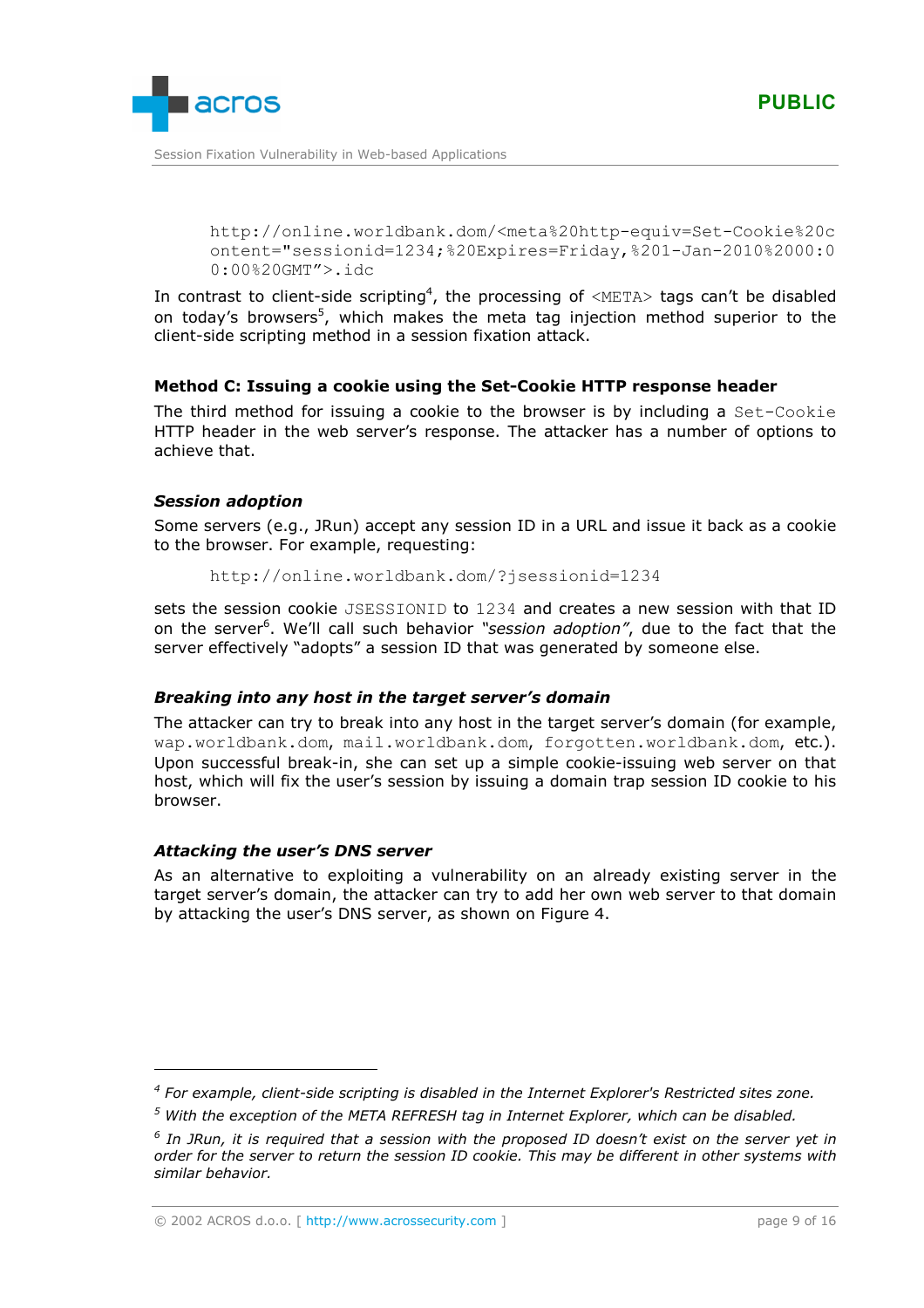```
http://online.worldbank.dom/<meta%20http-equiv=Set-Cookie%20content="sessionid=1234;%20Expires=Friday,%201-Jan-2010%2000:00:00%20GMT">.idc
```

In contrast to client-side scripting[4], the processing of `<META>` tags can't be disabled on today's browsers[5], which makes the meta tag injection method superior to the client-side scripting method in a session fixation attack.

### Method C: Issuing a cookie using the Set-Cookie HTTP response header

The third method for issuing a cookie to the browser is by including a `Set-Cookie` HTTP header in the web server's response. The attacker has a number of options to achieve that.

#### *Session adoption*

Some servers (e.g., JRun) accept any session ID in a URL and issue it back as a cookie to the browser. For example, requesting:

```
http://online.worldbank.dom/?jsessionid=1234
```

sets the session cookie `JSESSIONID` to `1234` and creates a new session with that ID on the server[6]. We'll call such behavior *"session adoption"*, due to the fact that the server effectively "adopts" a session ID that was generated by someone else.

#### *Breaking into any host in the target server's domain*

The attacker can try to break into any host in the target server's domain (for example, `wap.worldbank.dom`, `mail.worldbank.dom`, `forgotten.worldbank.dom`, etc.). Upon successful break-in, she can set up a simple cookie-issuing web server on that host, which will fix the user's session by issuing a domain trap session ID cookie to his browser.

#### *Attacking the user's DNS server*

As an alternative to exploiting a vulnerability on an already existing server in the target server's domain, the attacker can try to add her own web server to that domain by attacking the user's DNS server, as shown on Figure 4.

---

[4] *For example, client-side scripting is disabled in the Internet Explorer's Restricted sites zone.*

[5] *With the exception of the META REFRESH tag in Internet Explorer, which can be disabled.*

[6] *In JRun, it is required that a session with the proposed ID doesn't exist on the server yet in order for the server to return the session ID cookie. This may be different in other systems with similar behavior.*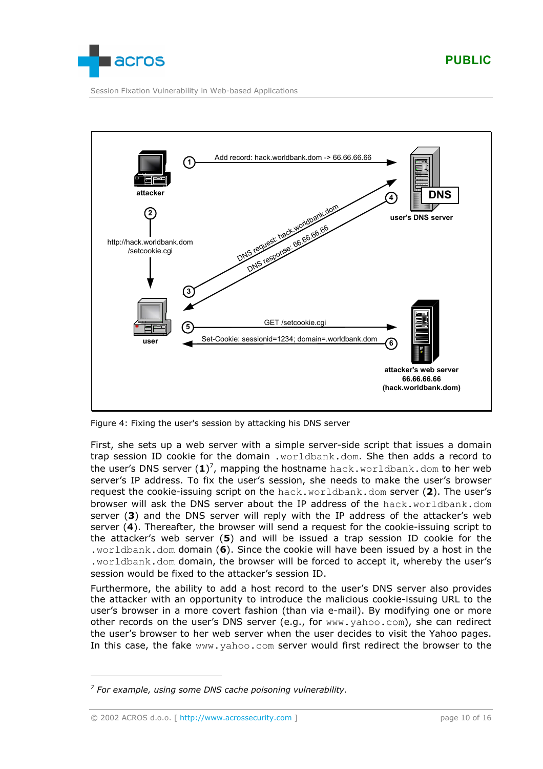Figure 4: Fixing the user's session by attacking his DNS server

First, she sets up a web server with a simple server-side script that issues a domain trap session ID cookie for the domain `.worldbank.dom`. She then adds a record to the user's DNS server (**1**)[7], mapping the hostname `hack.worldbank.dom` to her web server's IP address. To fix the user's session, she needs to make the user's browser request the cookie-issuing script on the `hack.worldbank.dom` server (**2**). The user's browser will ask the DNS server about the IP address of the `hack.worldbank.dom` server (**3**) and the DNS server will reply with the IP address of the attacker's web server (**4**). Thereafter, the browser will send a request for the cookie-issuing script to the attacker's web server (**5**) and will be issued a trap session ID cookie for the `.worldbank.dom` domain (**6**). Since the cookie will have been issued by a host in the `.worldbank.dom` domain, the browser will be forced to accept it, whereby the user's session would be fixed to the attacker's session ID.

Furthermore, the ability to add a host record to the user's DNS server also provides the attacker with an opportunity to introduce the malicious cookie-issuing URL to the user's browser in a more covert fashion (than via e-mail). By modifying one or more other records on the user's DNS server (e.g., for `www.yahoo.com`), she can redirect the user's browser to her web server when the user decides to visit the Yahoo pages. In this case, the fake `www.yahoo.com` server would first redirect the browser to the

---

[7] *For example, using some DNS cache poisoning vulnerability.*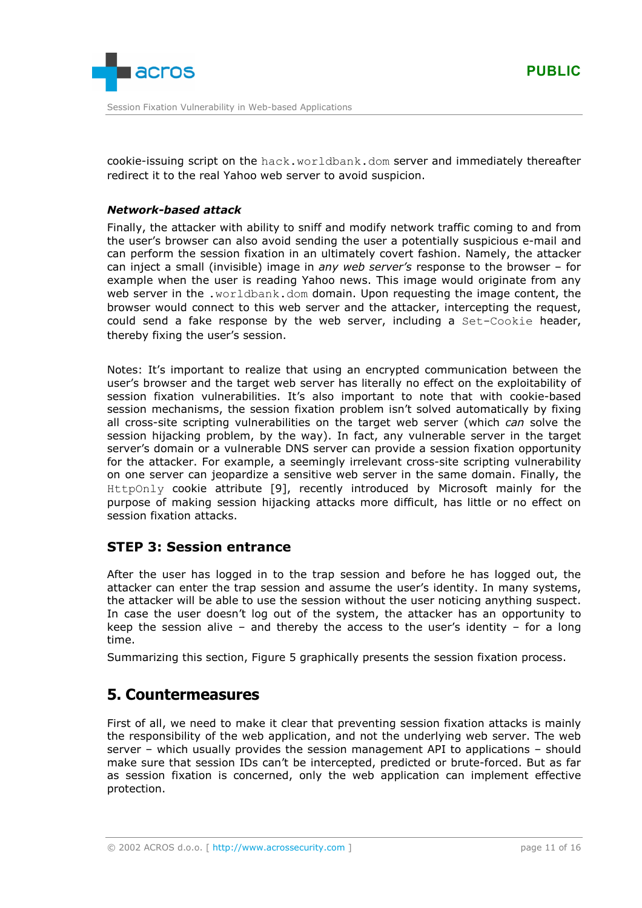cookie-issuing script on the `hack.worldbank.dom` server and immediately thereafter redirect it to the real Yahoo web server to avoid suspicion.

#### *Network-based attack*

Finally, the attacker with ability to sniff and modify network traffic coming to and from the user's browser can also avoid sending the user a potentially suspicious e-mail and can perform the session fixation in an ultimately covert fashion. Namely, the attacker can inject a small (invisible) image in *any web server's* response to the browser – for example when the user is reading Yahoo news. This image would originate from any web server in the `.worldbank.dom` domain. Upon requesting the image content, the browser would connect to this web server and the attacker, intercepting the request, could send a fake response by the web server, including a `Set-Cookie` header, thereby fixing the user's session.

Notes: It's important to realize that using an encrypted communication between the user's browser and the target web server has literally no effect on the exploitability of session fixation vulnerabilities. It's also important to note that with cookie-based session mechanisms, the session fixation problem isn't solved automatically by fixing all cross-site scripting vulnerabilities on the target web server (which *can* solve the session hijacking problem, by the way). In fact, any vulnerable server in the target server's domain or a vulnerable DNS server can provide a session fixation opportunity for the attacker. For example, a seemingly irrelevant cross-site scripting vulnerability on one server can jeopardize a sensitive web server in the same domain. Finally, the `HttpOnly` cookie attribute [9], recently introduced by Microsoft mainly for the purpose of making session hijacking attacks more difficult, has little or no effect on session fixation attacks.

### STEP 3: Session entrance

After the user has logged in to the trap session and before he has logged out, the attacker can enter the trap session and assume the user's identity. In many systems, the attacker will be able to use the session without the user noticing anything suspect. In case the user doesn't log out of the system, the attacker has an opportunity to keep the session alive – and thereby the access to the user's identity – for a long time.

Summarizing this section, Figure 5 graphically presents the session fixation process.

## 5. Countermeasures

First of all, we need to make it clear that preventing session fixation attacks is mainly the responsibility of the web application, and not the underlying web server. The web server – which usually provides the session management API to applications – should make sure that session IDs can't be intercepted, predicted or brute-forced. But as far as session fixation is concerned, only the web application can implement effective protection.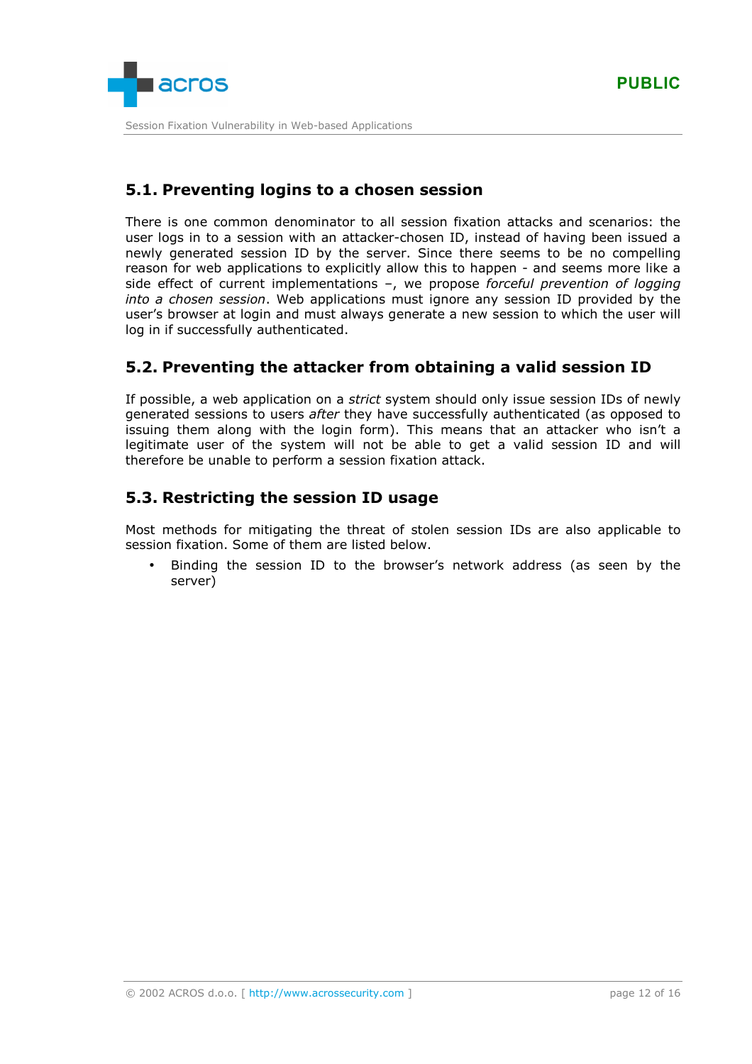## 5.1. Preventing logins to a chosen session

There is one common denominator to all session fixation attacks and scenarios: the user logs in to a session with an attacker-chosen ID, instead of having been issued a newly generated session ID by the server. Since there seems to be no compelling reason for web applications to explicitly allow this to happen - and seems more like a side effect of current implementations –, we propose *forceful prevention of logging into a chosen session*. Web applications must ignore any session ID provided by the user's browser at login and must always generate a new session to which the user will log in if successfully authenticated.

## 5.2. Preventing the attacker from obtaining a valid session ID

If possible, a web application on a *strict* system should only issue session IDs of newly generated sessions to users *after* they have successfully authenticated (as opposed to issuing them along with the login form). This means that an attacker who isn't a legitimate user of the system will not be able to get a valid session ID and will therefore be unable to perform a session fixation attack.

## 5.3. Restricting the session ID usage

Most methods for mitigating the threat of stolen session IDs are also applicable to session fixation. Some of them are listed below.

- Binding the session ID to the browser's network address (as seen by the server)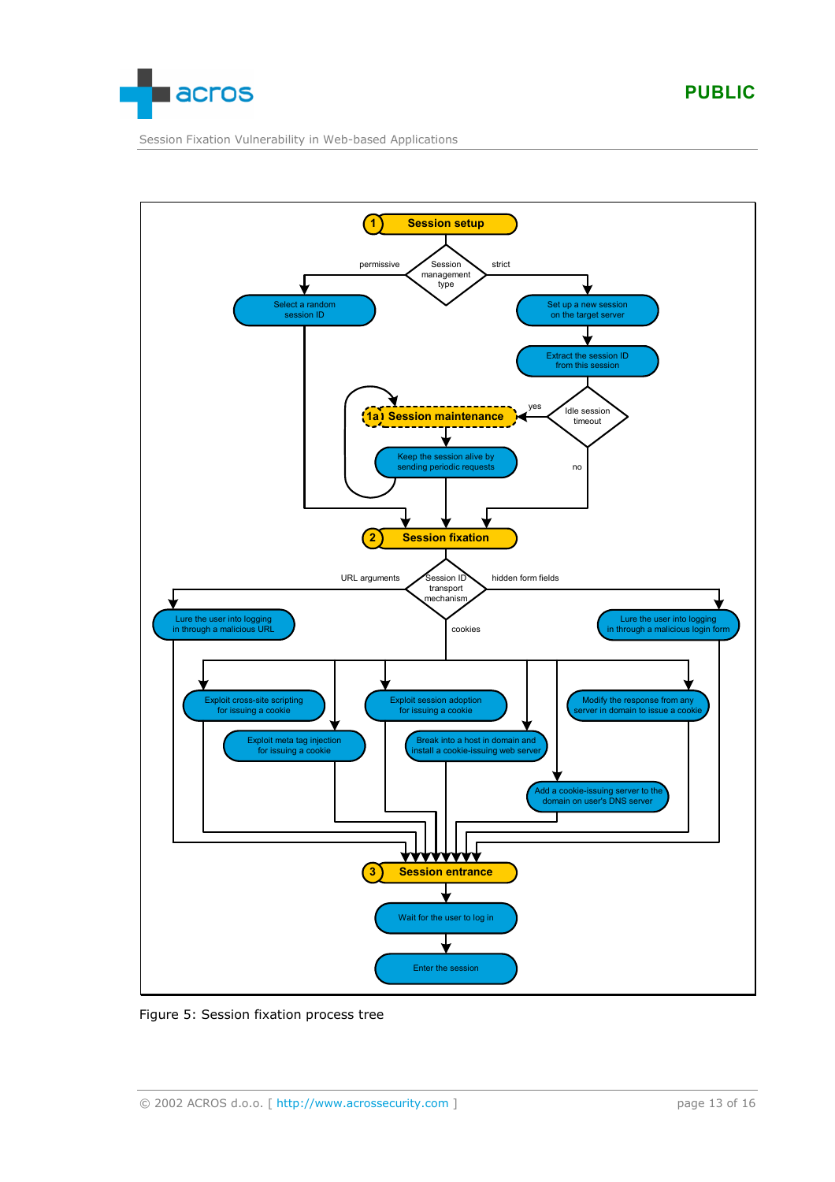Figure 5: Session fixation process tree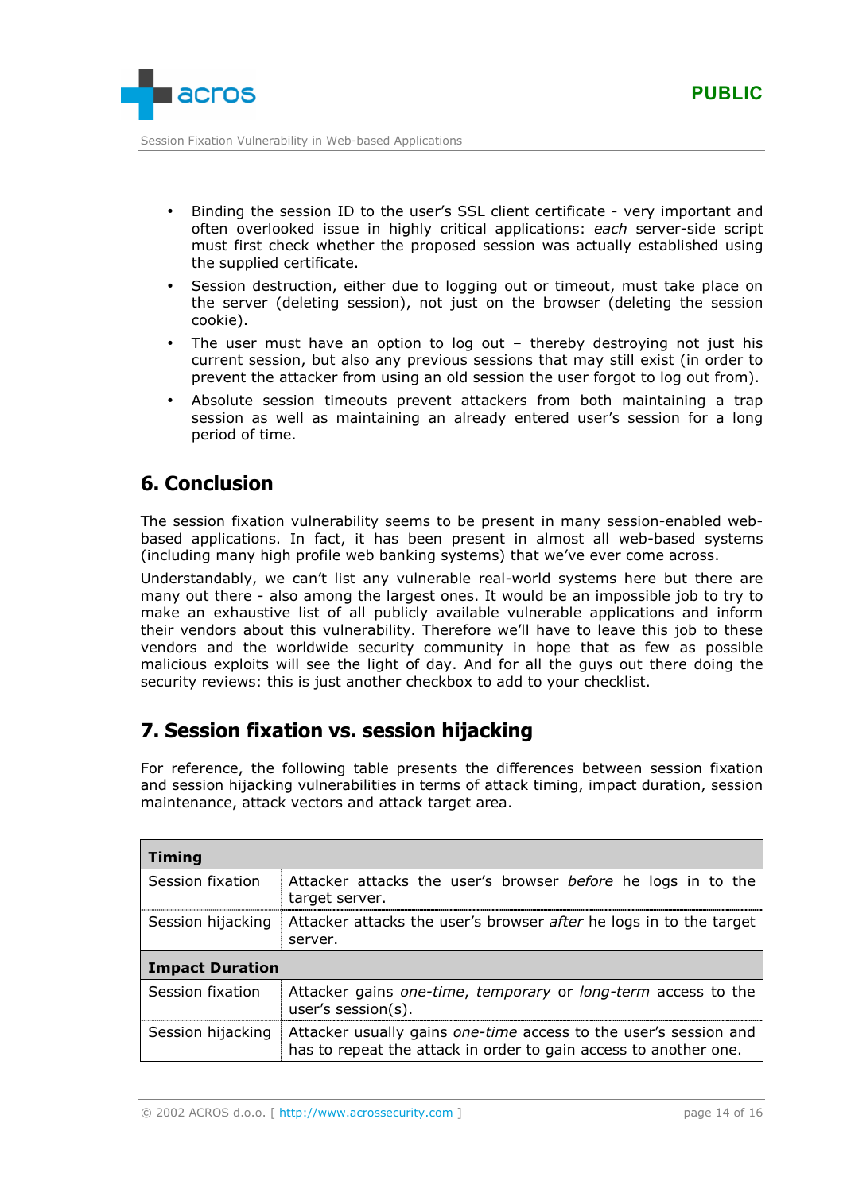- Binding the session ID to the user's SSL client certificate - very important and often overlooked issue in highly critical applications: *each* server-side script must first check whether the proposed session was actually established using the supplied certificate.
- Session destruction, either due to logging out or timeout, must take place on the server (deleting session), not just on the browser (deleting the session cookie).
- The user must have an option to log out – thereby destroying not just his current session, but also any previous sessions that may still exist (in order to prevent the attacker from using an old session the user forgot to log out from).
- Absolute session timeouts prevent attackers from both maintaining a trap session as well as maintaining an already entered user's session for a long period of time.

## 6. Conclusion

The session fixation vulnerability seems to be present in many session-enabled web-based applications. In fact, it has been present in almost all web-based systems (including many high profile web banking systems) that we've ever come across.

Understandably, we can't list any vulnerable real-world systems here but there are many out there - also among the largest ones. It would be an impossible job to try to make an exhaustive list of all publicly available vulnerable applications and inform their vendors about this vulnerability. Therefore we'll have to leave this job to these vendors and the worldwide security community in hope that as few as possible malicious exploits will see the light of day. And for all the guys out there doing the security reviews: this is just another checkbox to add to your checklist.

## 7. Session fixation vs. session hijacking

For reference, the following table presents the differences between session fixation and session hijacking vulnerabilities in terms of attack timing, impact duration, session maintenance, attack vectors and attack target area.

| **Timing** | |
|---|---|
| Session fixation | Attacker attacks the user's browser *before* he logs in to the target server. |
| Session hijacking | Attacker attacks the user's browser *after* he logs in to the target server. |
| **Impact Duration** | |
| Session fixation | Attacker gains *one-time*, *temporary* or *long-term* access to the user's session(s). |
| Session hijacking | Attacker usually gains *one-time* access to the user's session and has to repeat the attack in order to gain access to another one. |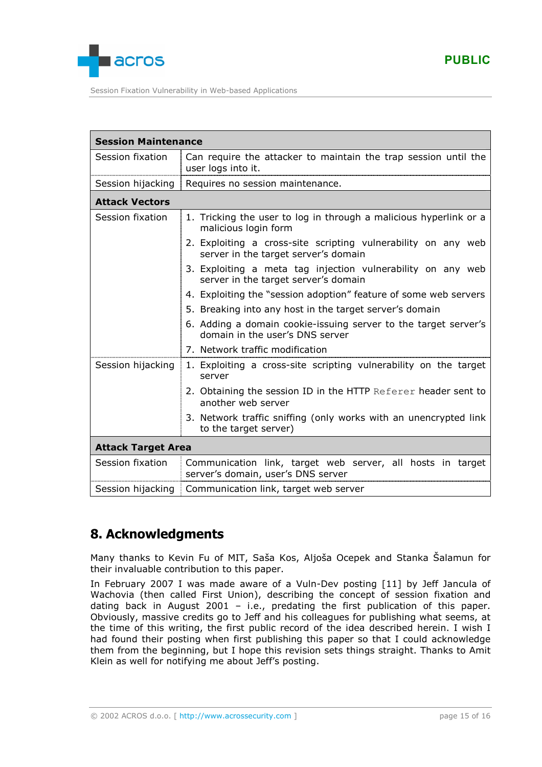| Session Maintenance | |
|---|---|
| Session fixation | Can require the attacker to maintain the trap session until the user logs into it. |
| Session hijacking | Requires no session maintenance. |
| **Attack Vectors** | |
| Session fixation | 1. Tricking the user to log in through a malicious hyperlink or a malicious login form<br>2. Exploiting a cross-site scripting vulnerability on any web server in the target server's domain<br>3. Exploiting a meta tag injection vulnerability on any web server in the target server's domain<br>4. Exploiting the "session adoption" feature of some web servers<br>5. Breaking into any host in the target server's domain<br>6. Adding a domain cookie-issuing server to the target server's domain in the user's DNS server<br>7. Network traffic modification |
| Session hijacking | 1. Exploiting a cross-site scripting vulnerability on the target server<br>2. Obtaining the session ID in the HTTP `Referer` header sent to another web server<br>3. Network traffic sniffing (only works with an unencrypted link to the target server) |
| **Attack Target Area** | |
| Session fixation | Communication link, target web server, all hosts in target server's domain, user's DNS server |
| Session hijacking | Communication link, target web server |

## 8. Acknowledgments

Many thanks to Kevin Fu of MIT, Saša Kos, Aljoša Ocepek and Stanka Šalamun for their invaluable contribution to this paper.

In February 2007 I was made aware of a Vuln-Dev posting [11] by Jeff Jancula of Wachovia (then called First Union), describing the concept of session fixation and dating back in August 2001 – i.e., predating the first publication of this paper. Obviously, massive credits go to Jeff and his colleagues for publishing what seems, at the time of this writing, the first public record of the idea described herein. I wish I had found their posting when first publishing this paper so that I could acknowledge them from the beginning, but I hope this revision sets things straight. Thanks to Amit Klein as well for notifying me about Jeff's posting.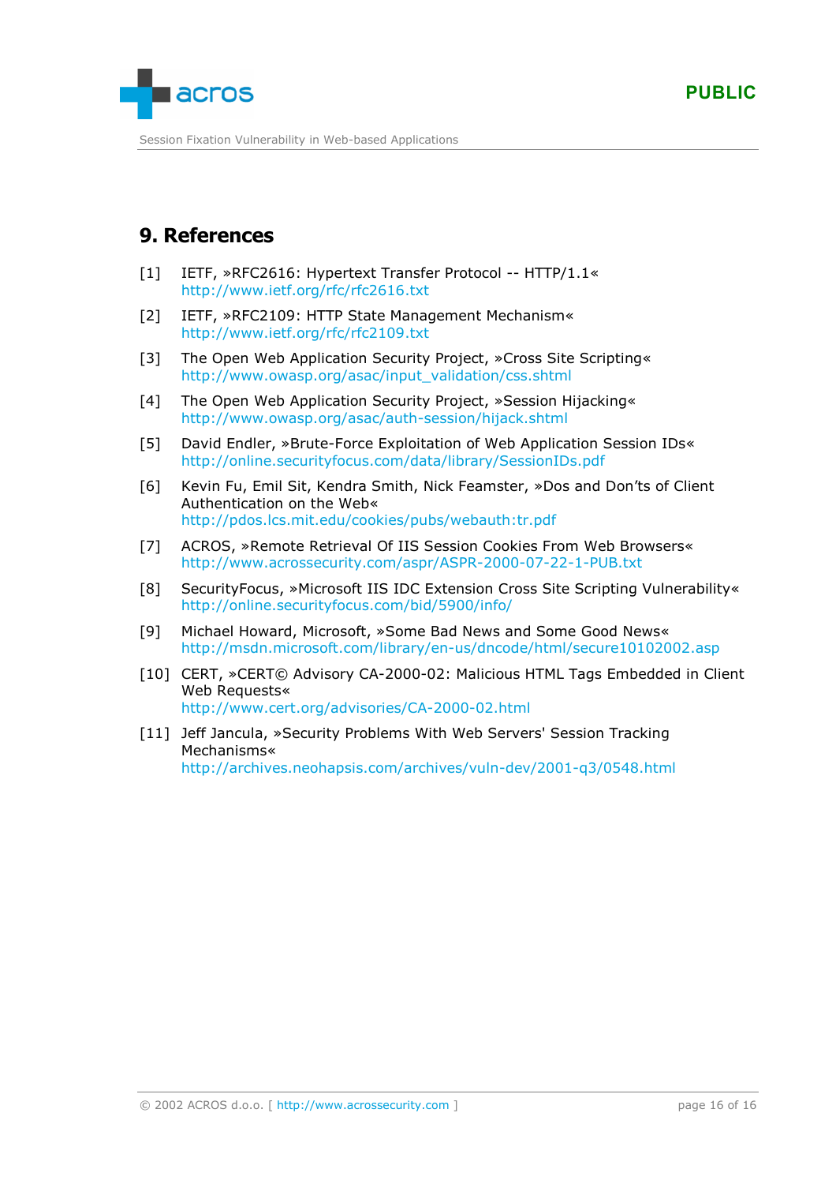# 9. References

[1] IETF, »RFC2616: Hypertext Transfer Protocol -- HTTP/1.1«
http://www.ietf.org/rfc/rfc2616.txt

[2] IETF, »RFC2109: HTTP State Management Mechanism«
http://www.ietf.org/rfc/rfc2109.txt

[3] The Open Web Application Security Project, »Cross Site Scripting«
http://www.owasp.org/asac/input_validation/css.shtml

[4] The Open Web Application Security Project, »Session Hijacking«
http://www.owasp.org/asac/auth-session/hijack.shtml

[5] David Endler, »Brute-Force Exploitation of Web Application Session IDs«
http://online.securityfocus.com/data/library/SessionIDs.pdf

[6] Kevin Fu, Emil Sit, Kendra Smith, Nick Feamster, »Dos and Don'ts of Client Authentication on the Web«
http://pdos.lcs.mit.edu/cookies/pubs/webauth:tr.pdf

[7] ACROS, »Remote Retrieval Of IIS Session Cookies From Web Browsers«
http://www.acrossecurity.com/aspr/ASPR-2000-07-22-1-PUB.txt

[8] SecurityFocus, »Microsoft IIS IDC Extension Cross Site Scripting Vulnerability«
http://online.securityfocus.com/bid/5900/info/

[9] Michael Howard, Microsoft, »Some Bad News and Some Good News«
http://msdn.microsoft.com/library/en-us/dncode/html/secure10102002.asp

[10] CERT, »CERT© Advisory CA-2000-02: Malicious HTML Tags Embedded in Client Web Requests«
http://www.cert.org/advisories/CA-2000-02.html

[11] Jeff Jancula, »Security Problems With Web Servers' Session Tracking Mechanisms«
http://archives.neohapsis.com/archives/vuln-dev/2001-q3/0548.html